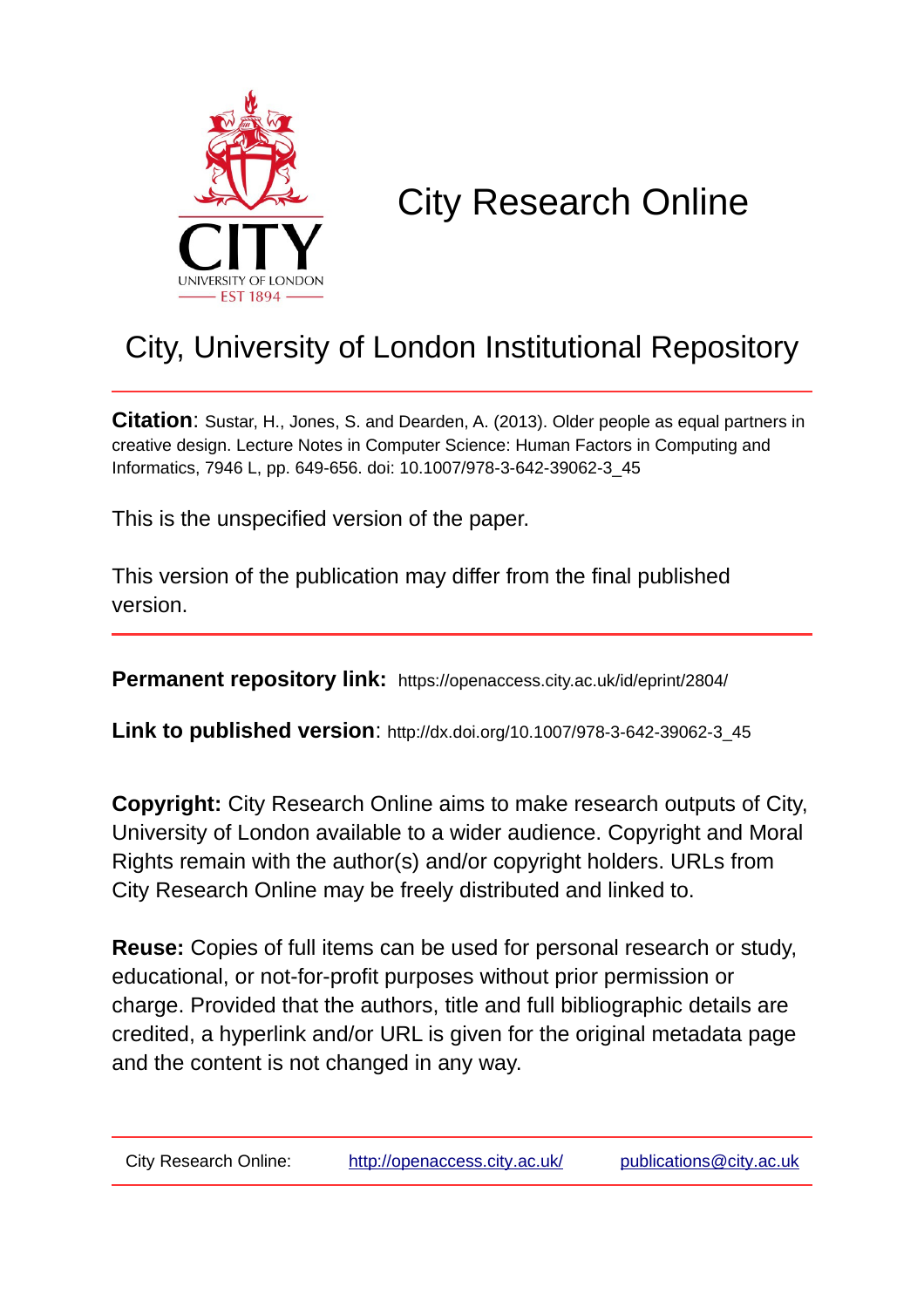# City Research Online

## City, University of London Institutional Repository

**Citation**: Sustar, H., Jones, S. and Dearden, A. (2013). Older people as equal partners in creative design. Lecture Notes in Computer Science: Human Factors in Computing and Informatics, 7946 L, pp. 649-656. doi: 10.1007/978-3-642-39062-3_45

This is the unspecified version of the paper.

This version of the publication may differ from the final published version.

**Permanent repository link:** https://openaccess.city.ac.uk/id/eprint/2804/

**Link to published version**: http://dx.doi.org/10.1007/978-3-642-39062-3_45

**Copyright:** City Research Online aims to make research outputs of City, University of London available to a wider audience. Copyright and Moral Rights remain with the author(s) and/or copyright holders. URLs from City Research Online may be freely distributed and linked to.

**Reuse:** Copies of full items can be used for personal research or study, educational, or not-for-profit purposes without prior permission or charge. Provided that the authors, title and full bibliographic details are credited, a hyperlink and/or URL is given for the original metadata page and the content is not changed in any way.

City Research Online: http://openaccess.city.ac.uk/ publications@city.ac.uk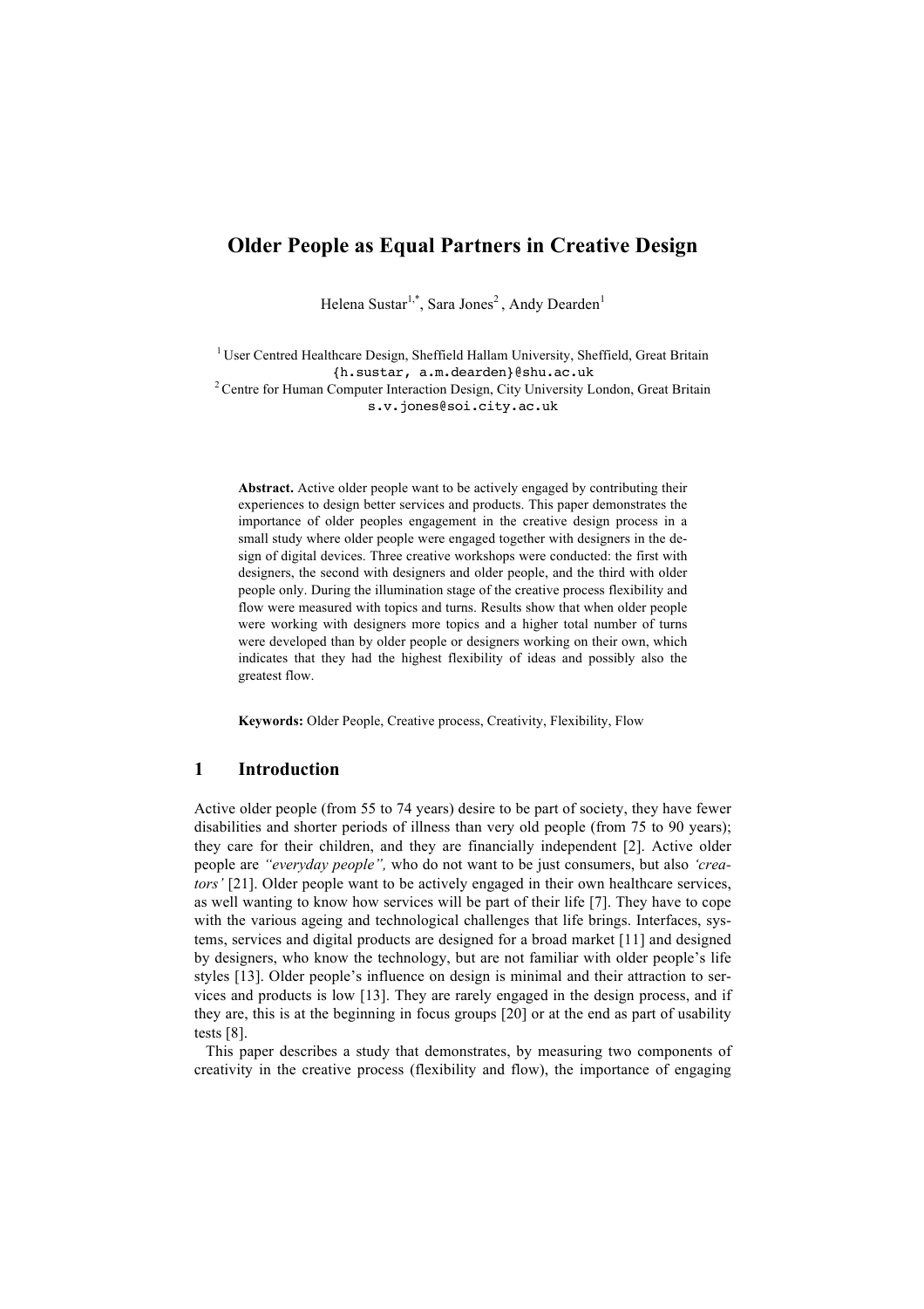# Older People as Equal Partners in Creative Design

Helena Sustar[1,*], Sara Jones[2], Andy Dearden[1]

[1] User Centred Healthcare Design, Sheffield Hallam University, Sheffield, Great Britain
{h.sustar, a.m.dearden}@shu.ac.uk
[2] Centre for Human Computer Interaction Design, City University London, Great Britain
s.v.jones@soi.city.ac.uk

**Abstract.** Active older people want to be actively engaged by contributing their experiences to design better services and products. This paper demonstrates the importance of older peoples engagement in the creative design process in a small study where older people were engaged together with designers in the design of digital devices. Three creative workshops were conducted: the first with designers, the second with designers and older people, and the third with older people only. During the illumination stage of the creative process flexibility and flow were measured with topics and turns. Results show that when older people were working with designers more topics and a higher total number of turns were developed than by older people or designers working on their own, which indicates that they had the highest flexibility of ideas and possibly also the greatest flow.

**Keywords:** Older People, Creative process, Creativity, Flexibility, Flow

## 1 Introduction

Active older people (from 55 to 74 years) desire to be part of society, they have fewer disabilities and shorter periods of illness than very old people (from 75 to 90 years); they care for their children, and they are financially independent [2]. Active older people are *"everyday people",* who do not want to be just consumers, but also *'creators'* [21]. Older people want to be actively engaged in their own healthcare services, as well wanting to know how services will be part of their life [7]. They have to cope with the various ageing and technological challenges that life brings. Interfaces, systems, services and digital products are designed for a broad market [11] and designed by designers, who know the technology, but are not familiar with older people's life styles [13]. Older people's influence on design is minimal and their attraction to services and products is low [13]. They are rarely engaged in the design process, and if they are, this is at the beginning in focus groups [20] or at the end as part of usability tests [8].

This paper describes a study that demonstrates, by measuring two components of creativity in the creative process (flexibility and flow), the importance of engaging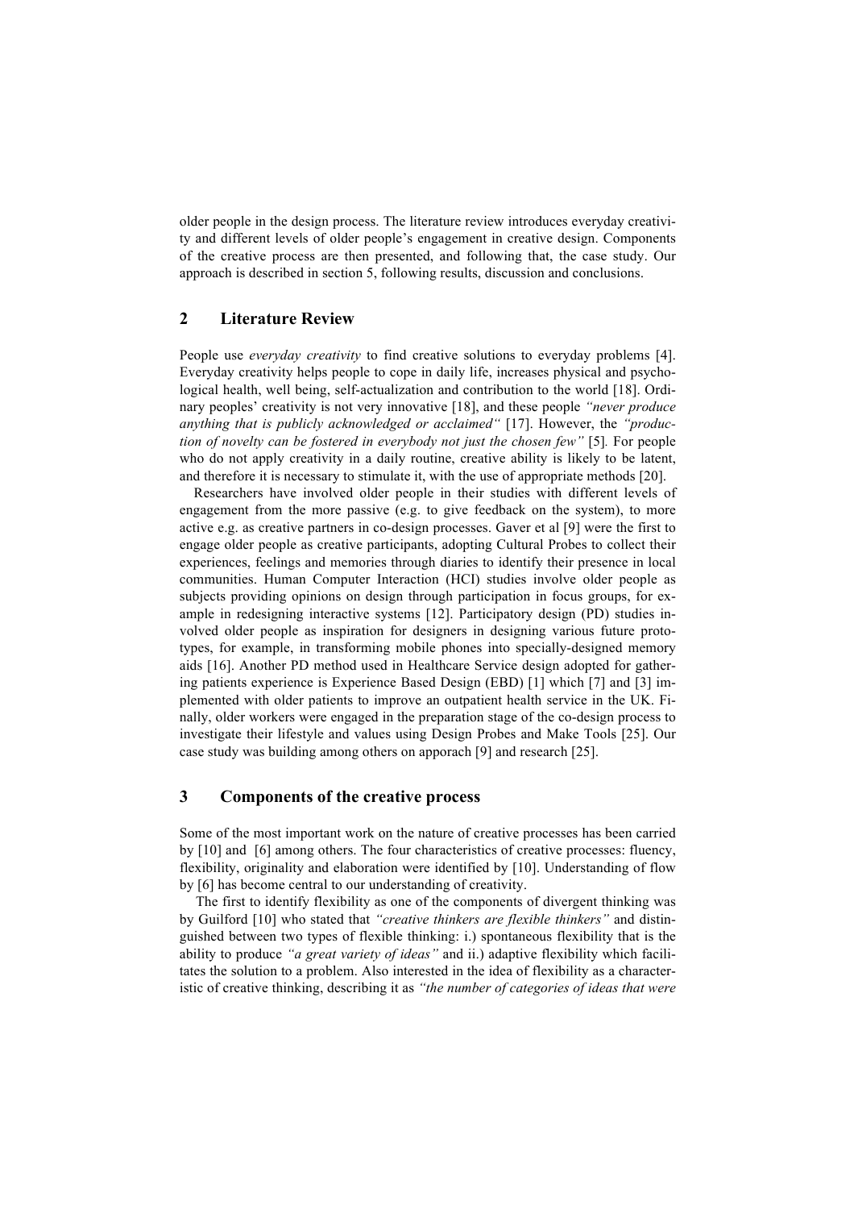older people in the design process. The literature review introduces everyday creativity and different levels of older people's engagement in creative design. Components of the creative process are then presented, and following that, the case study. Our approach is described in section 5, following results, discussion and conclusions.

## 2 Literature Review

People use *everyday creativity* to find creative solutions to everyday problems [4]. Everyday creativity helps people to cope in daily life, increases physical and psychological health, well being, self-actualization and contribution to the world [18]. Ordinary peoples' creativity is not very innovative [18], and these people *"never produce anything that is publicly acknowledged or acclaimed"* [17]. However, the *"production of novelty can be fostered in everybody not just the chosen few"* [5]. For people who do not apply creativity in a daily routine, creative ability is likely to be latent, and therefore it is necessary to stimulate it, with the use of appropriate methods [20].

Researchers have involved older people in their studies with different levels of engagement from the more passive (e.g. to give feedback on the system), to more active e.g. as creative partners in co-design processes. Gaver et al [9] were the first to engage older people as creative participants, adopting Cultural Probes to collect their experiences, feelings and memories through diaries to identify their presence in local communities. Human Computer Interaction (HCI) studies involve older people as subjects providing opinions on design through participation in focus groups, for example in redesigning interactive systems [12]. Participatory design (PD) studies involved older people as inspiration for designers in designing various future prototypes, for example, in transforming mobile phones into specially-designed memory aids [16]. Another PD method used in Healthcare Service design adopted for gathering patients experience is Experience Based Design (EBD) [1] which [7] and [3] implemented with older patients to improve an outpatient health service in the UK. Finally, older workers were engaged in the preparation stage of the co-design process to investigate their lifestyle and values using Design Probes and Make Tools [25]. Our case study was building among others on apporach [9] and research [25].

## 3 Components of the creative process

Some of the most important work on the nature of creative processes has been carried by [10] and [6] among others. The four characteristics of creative processes: fluency, flexibility, originality and elaboration were identified by [10]. Understanding of flow by [6] has become central to our understanding of creativity.

The first to identify flexibility as one of the components of divergent thinking was by Guilford [10] who stated that *"creative thinkers are flexible thinkers"* and distinguished between two types of flexible thinking: i.) spontaneous flexibility that is the ability to produce *"a great variety of ideas"* and ii.) adaptive flexibility which facilitates the solution to a problem. Also interested in the idea of flexibility as a characteristic of creative thinking, describing it as *"the number of categories of ideas that were*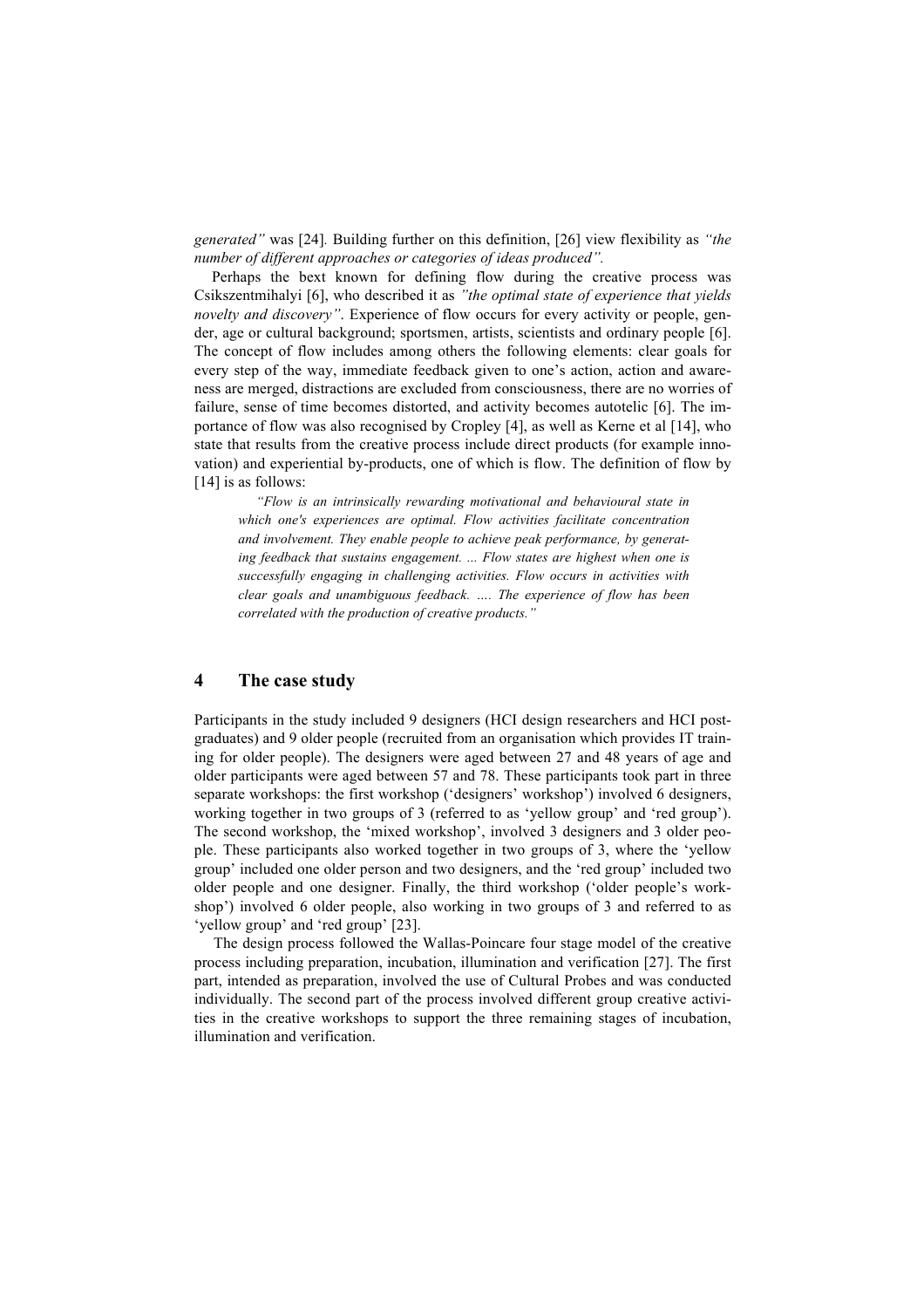*generated"* was [24]. Building further on this definition, [26] view flexibility as *"the number of different approaches or categories of ideas produced".*

Perhaps the bext known for defining flow during the creative process was Csikszentmihalyi [6], who described it as *"the optimal state of experience that yields novelty and discovery"*. Experience of flow occurs for every activity or people, gender, age or cultural background; sportsmen, artists, scientists and ordinary people [6]. The concept of flow includes among others the following elements: clear goals for every step of the way, immediate feedback given to one's action, action and awareness are merged, distractions are excluded from consciousness, there are no worries of failure, sense of time becomes distorted, and activity becomes autotelic [6]. The importance of flow was also recognised by Cropley [4], as well as Kerne et al [14], who state that results from the creative process include direct products (for example innovation) and experiential by-products, one of which is flow. The definition of flow by [14] is as follows:

> *"Flow is an intrinsically rewarding motivational and behavioural state in which one's experiences are optimal. Flow activities facilitate concentration and involvement. They enable people to achieve peak performance, by generating feedback that sustains engagement. ... Flow states are highest when one is successfully engaging in challenging activities. Flow occurs in activities with clear goals and unambiguous feedback. …. The experience of flow has been correlated with the production of creative products."*

## 4 The case study

Participants in the study included 9 designers (HCI design researchers and HCI post-graduates) and 9 older people (recruited from an organisation which provides IT training for older people). The designers were aged between 27 and 48 years of age and older participants were aged between 57 and 78. These participants took part in three separate workshops: the first workshop ('designers' workshop') involved 6 designers, working together in two groups of 3 (referred to as 'yellow group' and 'red group'). The second workshop, the 'mixed workshop', involved 3 designers and 3 older people. These participants also worked together in two groups of 3, where the 'yellow group' included one older person and two designers, and the 'red group' included two older people and one designer. Finally, the third workshop ('older people's workshop') involved 6 older people, also working in two groups of 3 and referred to as 'yellow group' and 'red group' [23].

The design process followed the Wallas-Poincare four stage model of the creative process including preparation, incubation, illumination and verification [27]. The first part, intended as preparation, involved the use of Cultural Probes and was conducted individually. The second part of the process involved different group creative activities in the creative workshops to support the three remaining stages of incubation, illumination and verification.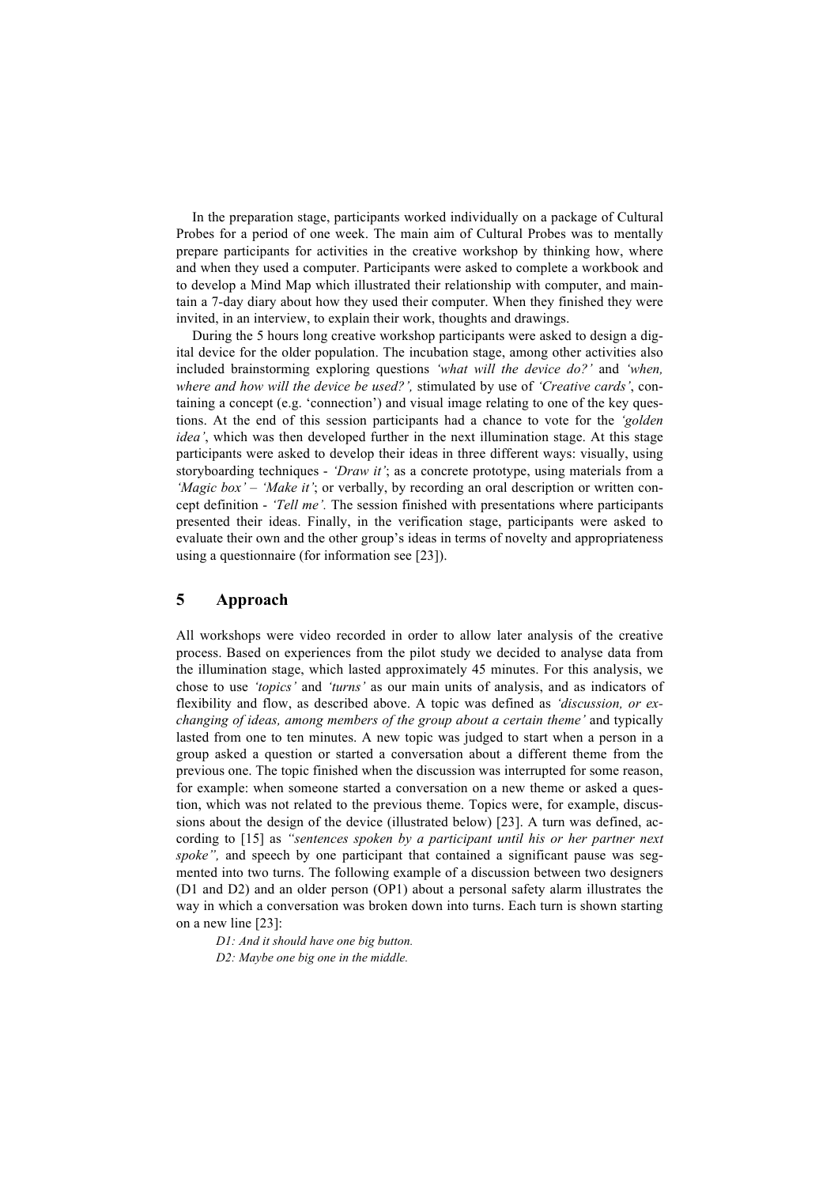In the preparation stage, participants worked individually on a package of Cultural Probes for a period of one week. The main aim of Cultural Probes was to mentally prepare participants for activities in the creative workshop by thinking how, where and when they used a computer. Participants were asked to complete a workbook and to develop a Mind Map which illustrated their relationship with computer, and maintain a 7-day diary about how they used their computer. When they finished they were invited, in an interview, to explain their work, thoughts and drawings.

During the 5 hours long creative workshop participants were asked to design a digital device for the older population. The incubation stage, among other activities also included brainstorming exploring questions *'what will the device do?'* and *'when, where and how will the device be used?',* stimulated by use of *'Creative cards'*, containing a concept (e.g. 'connection') and visual image relating to one of the key questions. At the end of this session participants had a chance to vote for the *'golden idea'*, which was then developed further in the next illumination stage. At this stage participants were asked to develop their ideas in three different ways: visually, using storyboarding techniques - *'Draw it'*; as a concrete prototype, using materials from a *'Magic box' – 'Make it'*; or verbally, by recording an oral description or written concept definition - *'Tell me'.* The session finished with presentations where participants presented their ideas. Finally, in the verification stage, participants were asked to evaluate their own and the other group's ideas in terms of novelty and appropriateness using a questionnaire (for information see [23]).

## 5 Approach

All workshops were video recorded in order to allow later analysis of the creative process. Based on experiences from the pilot study we decided to analyse data from the illumination stage, which lasted approximately 45 minutes. For this analysis, we chose to use *'topics'* and *'turns'* as our main units of analysis, and as indicators of flexibility and flow, as described above. A topic was defined as *'discussion, or exchanging of ideas, among members of the group about a certain theme'* and typically lasted from one to ten minutes. A new topic was judged to start when a person in a group asked a question or started a conversation about a different theme from the previous one. The topic finished when the discussion was interrupted for some reason, for example: when someone started a conversation on a new theme or asked a question, which was not related to the previous theme. Topics were, for example, discussions about the design of the device (illustrated below) [23]. A turn was defined, according to [15] as *"sentences spoken by a participant until his or her partner next spoke",* and speech by one participant that contained a significant pause was segmented into two turns. The following example of a discussion between two designers (D1 and D2) and an older person (OP1) about a personal safety alarm illustrates the way in which a conversation was broken down into turns. Each turn is shown starting on a new line [23]:

> *D1: And it should have one big button.*
> *D2: Maybe one big one in the middle.*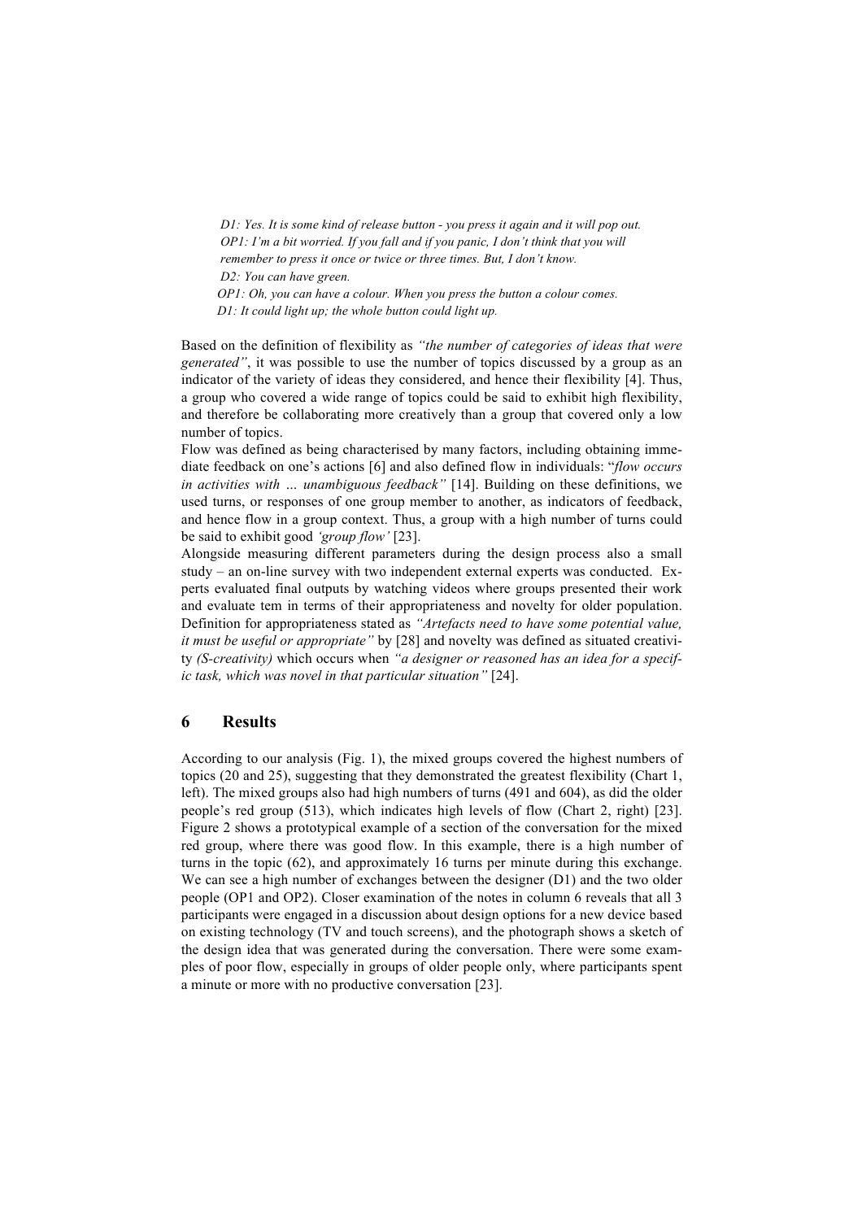*D1: Yes. It is some kind of release button - you press it again and it will pop out.*
*OP1: I'm a bit worried. If you fall and if you panic, I don't think that you will remember to press it once or twice or three times. But, I don't know.*
*D2: You can have green.*
*OP1: Oh, you can have a colour. When you press the button a colour comes.*
*D1: It could light up; the whole button could light up.*

Based on the definition of flexibility as *"the number of categories of ideas that were generated"*, it was possible to use the number of topics discussed by a group as an indicator of the variety of ideas they considered, and hence their flexibility [4]. Thus, a group who covered a wide range of topics could be said to exhibit high flexibility, and therefore be collaborating more creatively than a group that covered only a low number of topics.

Flow was defined as being characterised by many factors, including obtaining immediate feedback on one's actions [6] and also defined flow in individuals: "*flow occurs in activities with … unambiguous feedback"* [14]. Building on these definitions, we used turns, or responses of one group member to another, as indicators of feedback, and hence flow in a group context. Thus, a group with a high number of turns could be said to exhibit good *'group flow'* [23].

Alongside measuring different parameters during the design process also a small study – an on-line survey with two independent external experts was conducted. Experts evaluated final outputs by watching videos where groups presented their work and evaluate tem in terms of their appropriateness and novelty for older population. Definition for appropriateness stated as *"Artefacts need to have some potential value, it must be useful or appropriate"* by [28] and novelty was defined as situated creativity *(S-creativity)* which occurs when *"a designer or reasoned has an idea for a specific task, which was novel in that particular situation"* [24].

## 6 Results

According to our analysis (Fig. 1), the mixed groups covered the highest numbers of topics (20 and 25), suggesting that they demonstrated the greatest flexibility (Chart 1, left). The mixed groups also had high numbers of turns (491 and 604), as did the older people's red group (513), which indicates high levels of flow (Chart 2, right) [23]. Figure 2 shows a prototypical example of a section of the conversation for the mixed red group, where there was good flow. In this example, there is a high number of turns in the topic (62), and approximately 16 turns per minute during this exchange. We can see a high number of exchanges between the designer (D1) and the two older people (OP1 and OP2). Closer examination of the notes in column 6 reveals that all 3 participants were engaged in a discussion about design options for a new device based on existing technology (TV and touch screens), and the photograph shows a sketch of the design idea that was generated during the conversation. There were some examples of poor flow, especially in groups of older people only, where participants spent a minute or more with no productive conversation [23].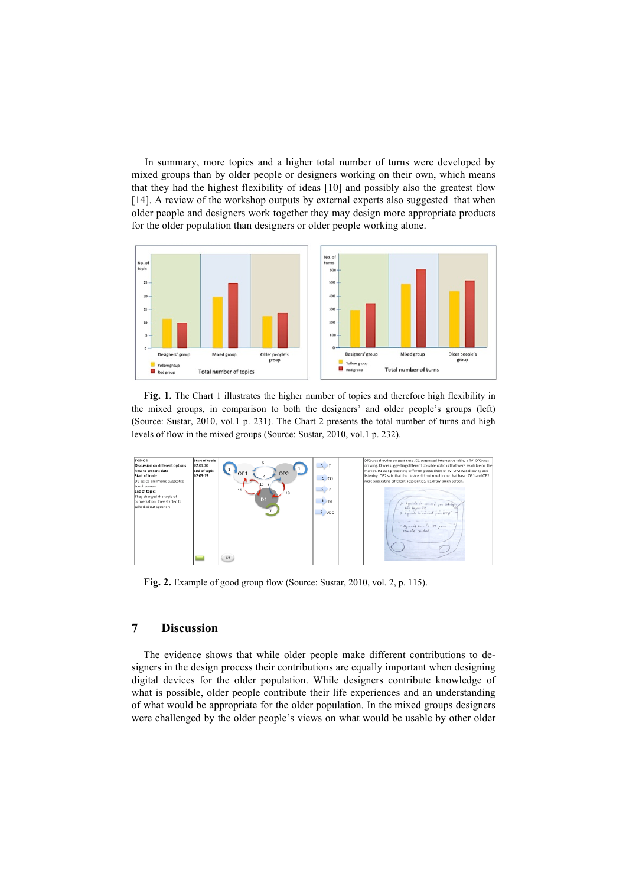In summary, more topics and a higher total number of turns were developed by mixed groups than by older people or designers working on their own, which means that they had the highest flexibility of ideas [10] and possibly also the greatest flow [14]. A review of the workshop outputs by external experts also suggested that when older people and designers work together they may design more appropriate products for the older population than designers or older people working alone.

**Fig. 1.** The Chart 1 illustrates the higher number of topics and therefore high flexibility in the mixed groups, in comparison to both the designers' and older people's groups (left) (Source: Sustar, 2010, vol.1 p. 231). The Chart 2 presents the total number of turns and high levels of flow in the mixed groups (Source: Sustar, 2010, vol.1 p. 232).

**Fig. 2.** Example of good group flow (Source: Sustar, 2010, vol. 2, p. 115).

## 7 Discussion

The evidence shows that while older people make different contributions to designers in the design process their contributions are equally important when designing digital devices for the older population. While designers contribute knowledge of what is possible, older people contribute their life experiences and an understanding of what would be appropriate for the older population. In the mixed groups designers were challenged by the older people's views on what would be usable by other older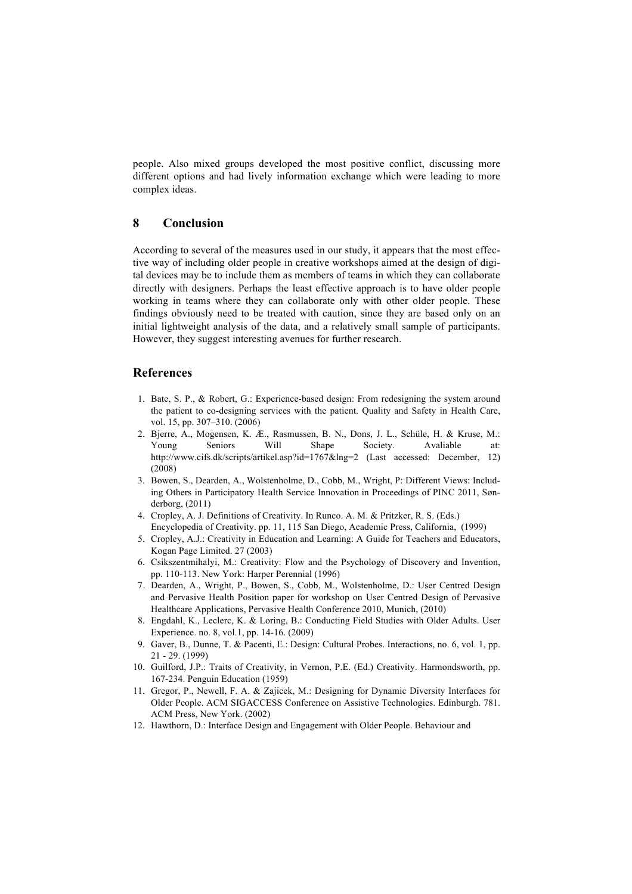people. Also mixed groups developed the most positive conflict, discussing more different options and had lively information exchange which were leading to more complex ideas.

## 8 Conclusion

According to several of the measures used in our study, it appears that the most effective way of including older people in creative workshops aimed at the design of digital devices may be to include them as members of teams in which they can collaborate directly with designers. Perhaps the least effective approach is to have older people working in teams where they can collaborate only with other older people. These findings obviously need to be treated with caution, since they are based only on an initial lightweight analysis of the data, and a relatively small sample of participants. However, they suggest interesting avenues for further research.

## References

1. Bate, S. P., & Robert, G.: Experience-based design: From redesigning the system around the patient to co-designing services with the patient. Quality and Safety in Health Care, vol. 15, pp. 307–310. (2006)
2. Bjerre, A., Mogensen, K. Æ., Rasmussen, B. N., Dons, J. L., Schüle, H. & Kruse, M.: Young Seniors Will Shape Society. Avaliable at: http://www.cifs.dk/scripts/artikel.asp?id=1767&lng=2 (Last accessed: December, 12) (2008)
3. Bowen, S., Dearden, A., Wolstenholme, D., Cobb, M., Wright, P: Different Views: Including Others in Participatory Health Service Innovation in Proceedings of PINC 2011, Sønderborg, (2011)
4. Cropley, A. J. Definitions of Creativity. In Runco. A. M. & Pritzker, R. S. (Eds.) Encyclopedia of Creativity. pp. 11, 115 San Diego, Academic Press, California, (1999)
5. Cropley, A.J.: Creativity in Education and Learning: A Guide for Teachers and Educators, Kogan Page Limited. 27 (2003)
6. Csikszentmihalyi, M.: Creativity: Flow and the Psychology of Discovery and Invention, pp. 110-113. New York: Harper Perennial (1996)
7. Dearden, A., Wright, P., Bowen, S., Cobb, M., Wolstenholme, D.: User Centred Design and Pervasive Health Position paper for workshop on User Centred Design of Pervasive Healthcare Applications, Pervasive Health Conference 2010, Munich, (2010)
8. Engdahl, K., Leclerc, K. & Loring, B.: Conducting Field Studies with Older Adults. User Experience. no. 8, vol.1, pp. 14-16. (2009)
9. Gaver, B., Dunne, T. & Pacenti, E.: Design: Cultural Probes. Interactions, no. 6, vol. 1, pp. 21 - 29. (1999)
10. Guilford, J.P.: Traits of Creativity, in Vernon, P.E. (Ed.) Creativity. Harmondsworth, pp. 167-234. Penguin Education (1959)
11. Gregor, P., Newell, F. A. & Zajicek, M.: Designing for Dynamic Diversity Interfaces for Older People. ACM SIGACCESS Conference on Assistive Technologies. Edinburgh. 781. ACM Press, New York. (2002)
12. Hawthorn, D.: Interface Design and Engagement with Older People. Behaviour and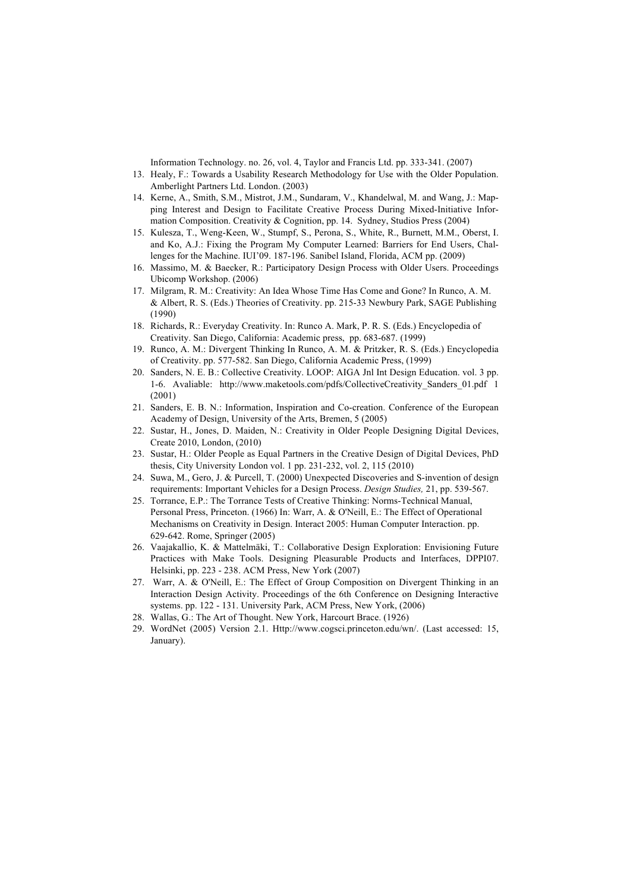Information Technology. no. 26, vol. 4, Taylor and Francis Ltd. pp. 333-341. (2007)

13. Healy, F.: Towards a Usability Research Methodology for Use with the Older Population. Amberlight Partners Ltd. London. (2003)
14. Kerne, A., Smith, S.M., Mistrot, J.M., Sundaram, V., Khandelwal, M. and Wang, J.: Mapping Interest and Design to Facilitate Creative Process During Mixed-Initiative Information Composition. Creativity & Cognition, pp. 14. Sydney, Studios Press (2004)
15. Kulesza, T., Weng-Keen, W., Stumpf, S., Perona, S., White, R., Burnett, M.M., Oberst, I. and Ko, A.J.: Fixing the Program My Computer Learned: Barriers for End Users, Challenges for the Machine. IUI'09. 187-196. Sanibel Island, Florida, ACM pp. (2009)
16. Massimo, M. & Baecker, R.: Participatory Design Process with Older Users. Proceedings Ubicomp Workshop. (2006)
17. Milgram, R. M.: Creativity: An Idea Whose Time Has Come and Gone? In Runco, A. M. & Albert, R. S. (Eds.) Theories of Creativity. pp. 215-33 Newbury Park, SAGE Publishing (1990)
18. Richards, R.: Everyday Creativity. In: Runco A. Mark, P. R. S. (Eds.) Encyclopedia of Creativity. San Diego, California: Academic press, pp. 683-687. (1999)
19. Runco, A. M.: Divergent Thinking In Runco, A. M. & Pritzker, R. S. (Eds.) Encyclopedia of Creativity. pp. 577-582. San Diego, California Academic Press, (1999)
20. Sanders, N. E. B.: Collective Creativity. LOOP: AIGA Jnl Int Design Education. vol. 3 pp. 1-6. Avaliable: http://www.maketools.com/pdfs/CollectiveCreativity_Sanders_01.pdf 1 (2001)
21. Sanders, E. B. N.: Information, Inspiration and Co-creation. Conference of the European Academy of Design, University of the Arts, Bremen, 5 (2005)
22. Sustar, H., Jones, D. Maiden, N.: Creativity in Older People Designing Digital Devices, Create 2010, London, (2010)
23. Sustar, H.: Older People as Equal Partners in the Creative Design of Digital Devices, PhD thesis, City University London vol. 1 pp. 231-232, vol. 2, 115 (2010)
24. Suwa, M., Gero, J. & Purcell, T. (2000) Unexpected Discoveries and S-invention of design requirements: Important Vehicles for a Design Process. *Design Studies,* 21, pp. 539-567.
25. Torrance, E.P.: The Torrance Tests of Creative Thinking: Norms-Technical Manual, Personal Press, Princeton. (1966) In: Warr, A. & O'Neill, E.: The Effect of Operational Mechanisms on Creativity in Design. Interact 2005: Human Computer Interaction. pp. 629-642. Rome, Springer (2005)
26. Vaajakallio, K. & Mattelmäki, T.: Collaborative Design Exploration: Envisioning Future Practices with Make Tools. Designing Pleasurable Products and Interfaces, DPPI07. Helsinki, pp. 223 - 238. ACM Press, New York (2007)
27. Warr, A. & O'Neill, E.: The Effect of Group Composition on Divergent Thinking in an Interaction Design Activity. Proceedings of the 6th Conference on Designing Interactive systems. pp. 122 - 131. University Park, ACM Press, New York, (2006)
28. Wallas, G.: The Art of Thought. New York, Harcourt Brace. (1926)
29. WordNet (2005) Version 2.1. Http://www.cogsci.princeton.edu/wn/. (Last accessed: 15, January).